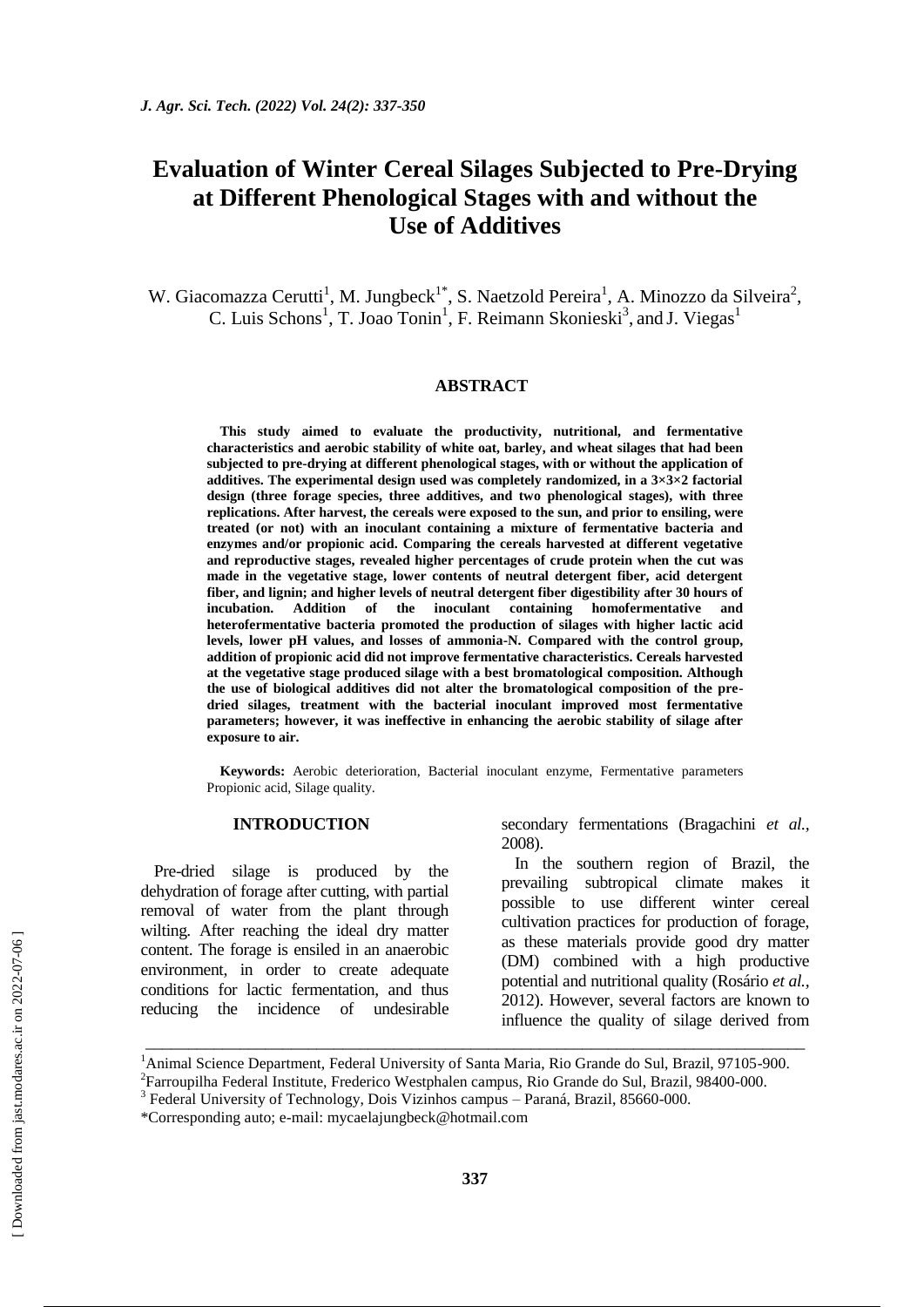# Evaluation of Winter Cereal Silages Subjected to Pre-Drying at Different Phenological Stages with and without the Use of Additives

W. Giacomazza Cerutti[1], M. Jungbeck[1*], S. Naetzold Pereira[1], A. Minozzo da Silveira[2], C. Luis Schons[1], T. Joao Tonin[1], F. Reimann Skonieski[3], and J. Viegas[1]

## ABSTRACT

**This study aimed to evaluate the productivity, nutritional, and fermentative characteristics and aerobic stability of white oat, barley, and wheat silages that had been subjected to pre-drying at different phenological stages, with or without the application of additives. The experimental design used was completely randomized, in a 3×3×2 factorial design (three forage species, three additives, and two phenological stages), with three replications. After harvest, the cereals were exposed to the sun, and prior to ensiling, were treated (or not) with an inoculant containing a mixture of fermentative bacteria and enzymes and/or propionic acid. Comparing the cereals harvested at different vegetative and reproductive stages, revealed higher percentages of crude protein when the cut was made in the vegetative stage, lower contents of neutral detergent fiber, acid detergent fiber, and lignin; and higher levels of neutral detergent fiber digestibility after 30 hours of incubation. Addition of the inoculant containing homofermentative and heterofermentative bacteria promoted the production of silages with higher lactic acid levels, lower pH values, and losses of ammonia-N. Compared with the control group, addition of propionic acid did not improve fermentative characteristics. Cereals harvested at the vegetative stage produced silage with a best bromatological composition. Although the use of biological additives did not alter the bromatological composition of the pre-dried silages, treatment with the bacterial inoculant improved most fermentative parameters; however, it was ineffective in enhancing the aerobic stability of silage after exposure to air.**

**Keywords:** Aerobic deterioration, Bacterial inoculant enzyme, Fermentative parameters Propionic acid, Silage quality.

## INTRODUCTION

Pre-dried silage is produced by the dehydration of forage after cutting, with partial removal of water from the plant through wilting. After reaching the ideal dry matter content. The forage is ensiled in an anaerobic environment, in order to create adequate conditions for lactic fermentation, and thus reducing the incidence of undesirable secondary fermentations (Bragachini *et al.*, 2008).

In the southern region of Brazil, the prevailing subtropical climate makes it possible to use different winter cereal cultivation practices for production of forage, as these materials provide good dry matter (DM) combined with a high productive potential and nutritional quality (Rosário *et al.*, 2012). However, several factors are known to influence the quality of silage derived from

---

[1]Animal Science Department, Federal University of Santa Maria, Rio Grande do Sul, Brazil, 97105-900.

[2]Farroupilha Federal Institute, Frederico Westphalen campus, Rio Grande do Sul, Brazil, 98400-000.

[3] Federal University of Technology, Dois Vizinhos campus – Paraná, Brazil, 85660-000.

*Corresponding auto; e-mail: mycaelajungbeck@hotmail.com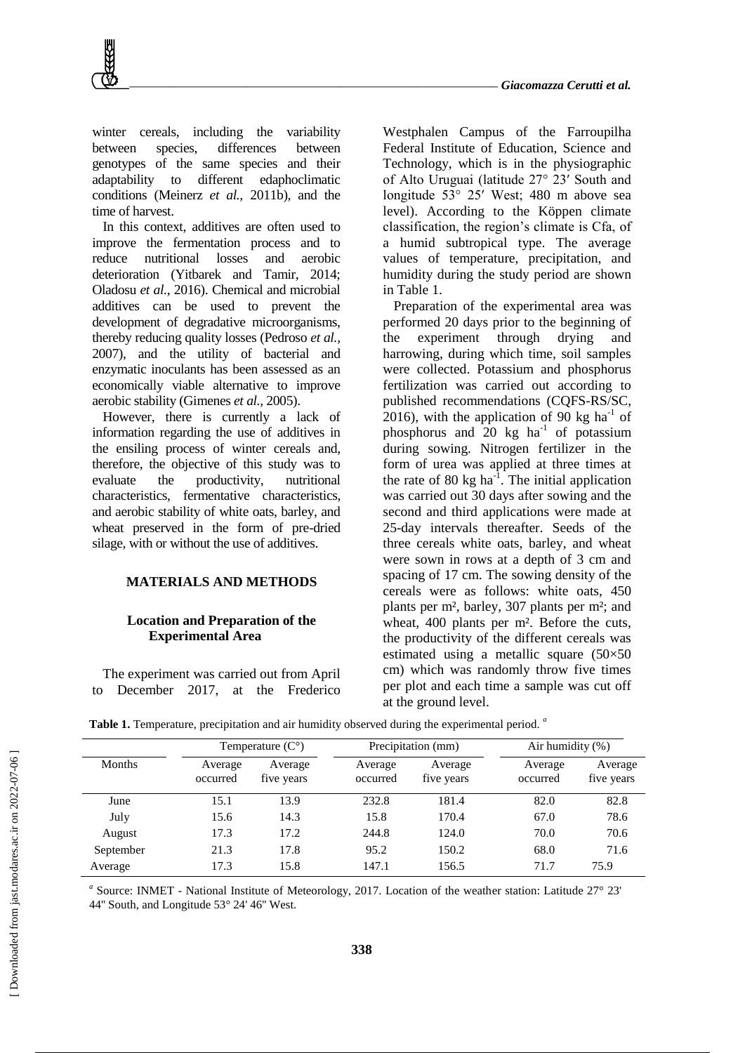winter cereals, including the variability between species, differences between genotypes of the same species and their adaptability to different edaphoclimatic conditions (Meinerz *et al.,* 2011b), and the time of harvest.

In this context, additives are often used to improve the fermentation process and to reduce nutritional losses and aerobic deterioration (Yitbarek and Tamir, 2014; Oladosu *et al.*, 2016). Chemical and microbial additives can be used to prevent the development of degradative microorganisms, thereby reducing quality losses (Pedroso *et al.*, 2007), and the utility of bacterial and enzymatic inoculants has been assessed as an economically viable alternative to improve aerobic stability (Gimenes *et al.,* 2005).

However, there is currently a lack of information regarding the use of additives in the ensiling process of winter cereals and, therefore, the objective of this study was to evaluate the productivity, nutritional characteristics, fermentative characteristics, and aerobic stability of white oats, barley, and wheat preserved in the form of pre-dried silage, with or without the use of additives.

## MATERIALS AND METHODS

### Location and Preparation of the Experimental Area

The experiment was carried out from April to December 2017, at the Frederico Westphalen Campus of the Farroupilha Federal Institute of Education, Science and Technology, which is in the physiographic of Alto Uruguai (latitude 27° 23′ South and longitude 53° 25′ West; 480 m above sea level). According to the Köppen climate classification, the region's climate is Cfa, of a humid subtropical type. The average values of temperature, precipitation, and humidity during the study period are shown in Table 1.

Preparation of the experimental area was performed 20 days prior to the beginning of the experiment through drying and harrowing, during which time, soil samples were collected. Potassium and phosphorus fertilization was carried out according to published recommendations (CQFS-RS/SC, 2016), with the application of 90 kg $ha^{-1}$ of phosphorus and 20 kg $ha^{-1}$ of potassium during sowing. Nitrogen fertilizer in the form of urea was applied at three times at the rate of 80 kg $ha^{-1}$. The initial application was carried out 30 days after sowing and the second and third applications were made at 25-day intervals thereafter. Seeds of the three cereals white oats, barley, and wheat were sown in rows at a depth of 3 cm and spacing of 17 cm. The sowing density of the cereals were as follows: white oats, 450 plants per m², barley, 307 plants per m²; and wheat, 400 plants per m². Before the cuts, the productivity of the different cereals was estimated using a metallic square (50×50 cm) which was randomly throw five times per plot and each time a sample was cut off at the ground level.

**Table 1.** Temperature, precipitation and air humidity observed during the experimental period. [a]

| Months | Temperature (C°) | | Precipitation (mm) | | Air humidity (%) | |
|---|---|---|---|---|---|---|
| | Average occurred | Average five years | Average occurred | Average five years | Average occurred | Average five years |
| June | 15.1 | 13.9 | 232.8 | 181.4 | 82.0 | 82.8 |
| July | 15.6 | 14.3 | 15.8 | 170.4 | 67.0 | 78.6 |
| August | 17.3 | 17.2 | 244.8 | 124.0 | 70.0 | 70.6 |
| September | 21.3 | 17.8 | 95.2 | 150.2 | 68.0 | 71.6 |
| Average | 17.3 | 15.8 | 147.1 | 156.5 | 71.7 | 75.9 |

[a] Source: INMET - National Institute of Meteorology, 2017. Location of the weather station: Latitude 27° 23' 44" South, and Longitude 53° 24' 46" West.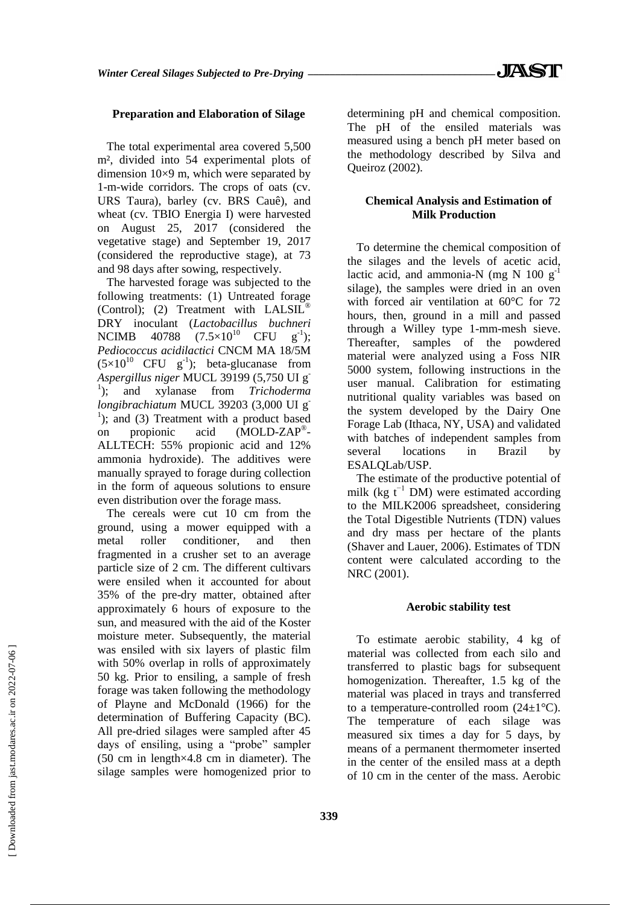### Preparation and Elaboration of Silage

The total experimental area covered 5,500 m², divided into 54 experimental plots of dimension 10×9 m, which were separated by 1-m-wide corridors. The crops of oats (cv. URS Taura), barley (cv. BRS Cauê), and wheat (cv. TBIO Energia I) were harvested on August 25, 2017 (considered the vegetative stage) and September 19, 2017 (considered the reproductive stage), at 73 and 98 days after sowing, respectively.

The harvested forage was subjected to the following treatments: (1) Untreated forage (Control); (2) Treatment with LALSIL® DRY inoculant (*Lactobacillus buchneri* NCIMB 40788 ($7.5\times10^{10}$ CFU $g^{-1}$); *Pediococcus acidilactici* CNCM MA 18/5M ($5\times10^{10}$ CFU $g^{-1}$); beta-glucanase from *Aspergillus niger* MUCL 39199 (5,750 UI $g^{-1}$); and xylanase from *Trichoderma longibrachiatum* MUCL 39203 (3,000 UI $g^{-1}$); and (3) Treatment with a product based on propionic acid (MOLD-ZAP®-ALLTECH: 55% propionic acid and 12% ammonia hydroxide). The additives were manually sprayed to forage during collection in the form of aqueous solutions to ensure even distribution over the forage mass.

The cereals were cut 10 cm from the ground, using a mower equipped with a metal roller conditioner, and then fragmented in a crusher set to an average particle size of 2 cm. The different cultivars were ensiled when it accounted for about 35% of the pre-dry matter, obtained after approximately 6 hours of exposure to the sun, and measured with the aid of the Koster moisture meter. Subsequently, the material was ensiled with six layers of plastic film with 50% overlap in rolls of approximately 50 kg. Prior to ensiling, a sample of fresh forage was taken following the methodology of Playne and McDonald (1966) for the determination of Buffering Capacity (BC). All pre-dried silages were sampled after 45 days of ensiling, using a "probe" sampler (50 cm in length×4.8 cm in diameter). The silage samples were homogenized prior to determining pH and chemical composition. The pH of the ensiled materials was measured using a bench pH meter based on the methodology described by Silva and Queiroz (2002).

### Chemical Analysis and Estimation of Milk Production

To determine the chemical composition of the silages and the levels of acetic acid, lactic acid, and ammonia-N (mg N 100 $g^{-1}$ silage), the samples were dried in an oven with forced air ventilation at 60°C for 72 hours, then, ground in a mill and passed through a Willey type 1-mm-mesh sieve. Thereafter, samples of the powdered material were analyzed using a Foss NIR 5000 system, following instructions in the user manual. Calibration for estimating nutritional quality variables was based on the system developed by the Dairy One Forage Lab (Ithaca, NY, USA) and validated with batches of independent samples from several locations in Brazil by ESALQLab/USP.

The estimate of the productive potential of milk (kg $t^{-1}$ DM) were estimated according to the MILK2006 spreadsheet, considering the Total Digestible Nutrients (TDN) values and dry mass per hectare of the plants (Shaver and Lauer, 2006). Estimates of TDN content were calculated according to the NRC (2001).

### Aerobic stability test

To estimate aerobic stability, 4 kg of material was collected from each silo and transferred to plastic bags for subsequent homogenization. Thereafter, 1.5 kg of the material was placed in trays and transferred to a temperature-controlled room (24±1°C). The temperature of each silage was measured six times a day for 5 days, by means of a permanent thermometer inserted in the center of the ensiled mass at a depth of 10 cm in the center of the mass. Aerobic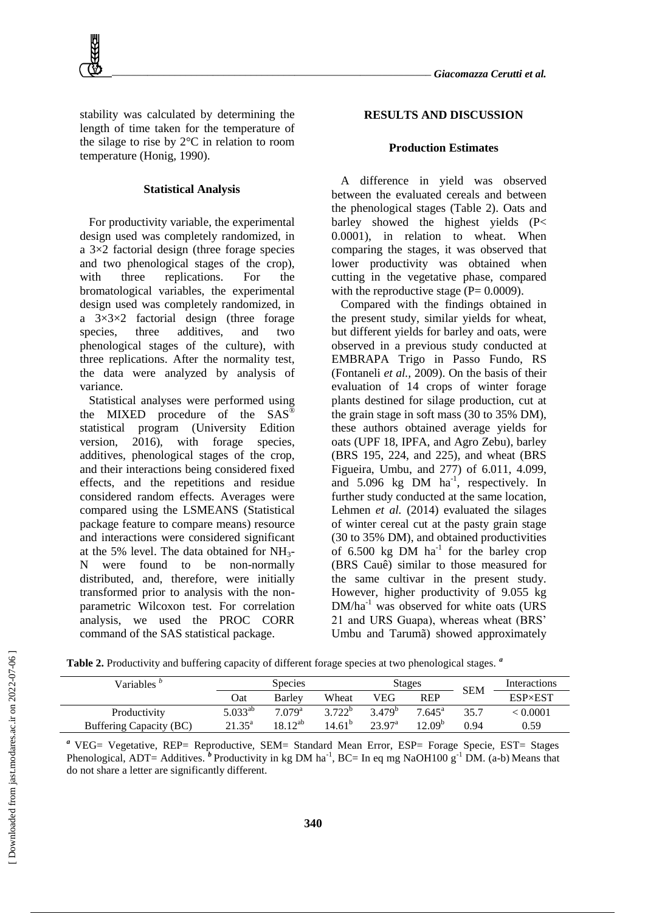stability was calculated by determining the length of time taken for the temperature of the silage to rise by 2°C in relation to room temperature (Honig, 1990).

### Statistical Analysis

For productivity variable, the experimental design used was completely randomized, in a 3×2 factorial design (three forage species and two phenological stages of the crop), with three replications. For the bromatological variables, the experimental design used was completely randomized, in a 3×3×2 factorial design (three forage species, three additives, and two phenological stages of the culture), with three replications. After the normality test, the data were analyzed by analysis of variance.

Statistical analyses were performed using the MIXED procedure of the SAS® statistical program (University Edition version, 2016), with forage species, additives, phenological stages of the crop, and their interactions being considered fixed effects, and the repetitions and residue considered random effects. Averages were compared using the LSMEANS (Statistical package feature to compare means) resource and interactions were considered significant at the 5% level. The data obtained for $NH_3$-N were found to be non-normally distributed, and, therefore, were initially transformed prior to analysis with the non-parametric Wilcoxon test. For correlation analysis, we used the PROC CORR command of the SAS statistical package.

## RESULTS AND DISCUSSION

### Production Estimates

A difference in yield was observed between the evaluated cereals and between the phenological stages (Table 2). Oats and barley showed the highest yields ($P< 0.0001$), in relation to wheat. When comparing the stages, it was observed that lower productivity was obtained when cutting in the vegetative phase, compared with the reproductive stage ($P= 0.0009$).

Compared with the findings obtained in the present study, similar yields for wheat, but different yields for barley and oats, were observed in a previous study conducted at EMBRAPA Trigo in Passo Fundo, RS (Fontaneli *et al.*, 2009). On the basis of their evaluation of 14 crops of winter forage plants destined for silage production, cut at the grain stage in soft mass (30 to 35% DM), these authors obtained average yields for oats (UPF 18, IPFA, and Agro Zebu), barley (BRS 195, 224, and 225), and wheat (BRS Figueira, Umbu, and 277) of 6.011, 4.099, and 5.096 kg DM $ha^{-1}$, respectively. In further study conducted at the same location, Lehmen *et al.* (2014) evaluated the silages of winter cereal cut at the pasty grain stage (30 to 35% DM), and obtained productivities of 6.500 kg DM $ha^{-1}$ for the barley crop (BRS Cauê) similar to those measured for the same cultivar in the present study. However, higher productivity of 9.055 kg DM/$ha^{-1}$ was observed for white oats (URS 21 and URS Guapa), whereas wheat (BRS' Umbu and Tarumã) showed approximately

**Table 2.** Productivity and buffering capacity of different forage species at two phenological stages. [a]

| Variables [b] | Species | | | Stages | | SEM | Interactions |
|---|---|---|---|---|---|---|---|
| | Oat | Barley | Wheat | VEG | REP | | ESP×EST |
| Productivity | 5.033[ab] | 7.079[a] | 3.722[b] | 3.479[b] | 7.645[a] | 35.7 | < 0.0001 |
| Buffering Capacity (BC) | 21.35[a] | 18.12[ab] | 14.61[b] | 23.97[a] | 12.09[b] | 0.94 | 0.59 |

[a] VEG= Vegetative, REP= Reproductive, SEM= Standard Mean Error, ESP= Forage Specie, EST= Stages Phenological, ADT= Additives. [b] Productivity in kg DM $ha^{-1}$, BC= In eq mg NaOH100 $g^{-1}$ DM. (a-b) Means that do not share a letter are significantly different.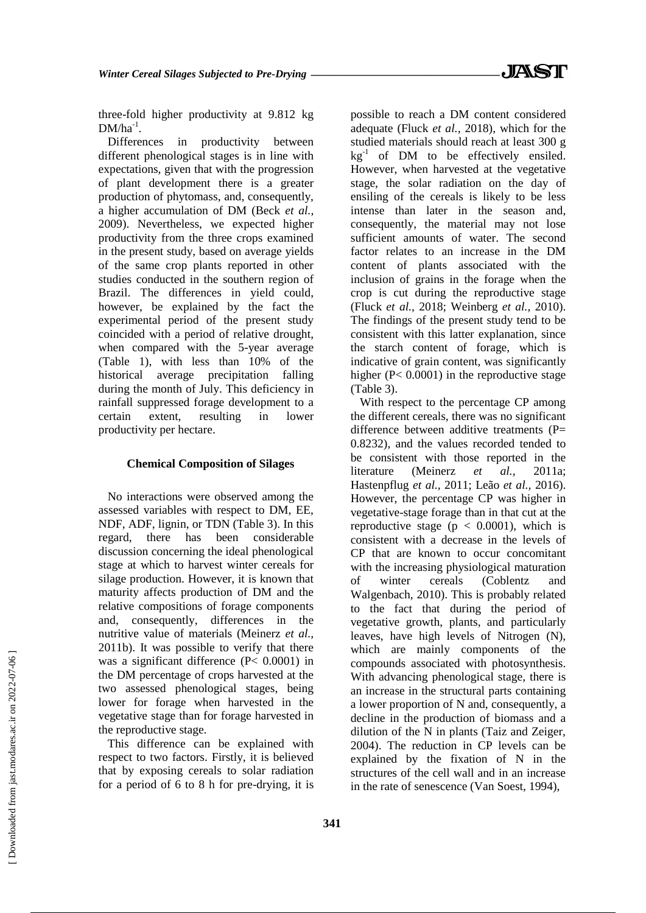three-fold higher productivity at 9.812 kg DM/ha$^{-1}$.

Differences in productivity between different phenological stages is in line with expectations, given that with the progression of plant development there is a greater production of phytomass, and, consequently, a higher accumulation of DM (Beck *et al.,* 2009). Nevertheless, we expected higher productivity from the three crops examined in the present study, based on average yields of the same crop plants reported in other studies conducted in the southern region of Brazil. The differences in yield could, however, be explained by the fact the experimental period of the present study coincided with a period of relative drought, when compared with the 5-year average (Table 1), with less than 10% of the historical average precipitation falling during the month of July. This deficiency in rainfall suppressed forage development to a certain extent, resulting in lower productivity per hectare.

### Chemical Composition of Silages

No interactions were observed among the assessed variables with respect to DM, EE, NDF, ADF, lignin, or TDN (Table 3). In this regard, there has been considerable discussion concerning the ideal phenological stage at which to harvest winter cereals for silage production. However, it is known that maturity affects production of DM and the relative compositions of forage components and, consequently, differences in the nutritive value of materials (Meinerz *et al.,* 2011b). It was possible to verify that there was a significant difference (P< 0.0001) in the DM percentage of crops harvested at the two assessed phenological stages, being lower for forage when harvested in the vegetative stage than for forage harvested in the reproductive stage.

This difference can be explained with respect to two factors. Firstly, it is believed that by exposing cereals to solar radiation for a period of 6 to 8 h for pre-drying, it is possible to reach a DM content considered adequate (Fluck *et al.,* 2018), which for the studied materials should reach at least 300 g kg$^{-1}$ of DM to be effectively ensiled. However, when harvested at the vegetative stage, the solar radiation on the day of ensiling of the cereals is likely to be less intense than later in the season and, consequently, the material may not lose sufficient amounts of water. The second factor relates to an increase in the DM content of plants associated with the inclusion of grains in the forage when the crop is cut during the reproductive stage (Fluck *et al.,* 2018; Weinberg *et al.,* 2010). The findings of the present study tend to be consistent with this latter explanation, since the starch content of forage, which is indicative of grain content, was significantly higher (P< 0.0001) in the reproductive stage (Table 3).

With respect to the percentage CP among the different cereals, there was no significant difference between additive treatments (P= 0.8232), and the values recorded tended to be consistent with those reported in the literature (Meinerz *et al.,* 2011a; Hastenpflug *et al.,* 2011; Leão *et al.,* 2016). However, the percentage CP was higher in vegetative-stage forage than in that cut at the reproductive stage ($p < 0.0001$), which is consistent with a decrease in the levels of CP that are known to occur concomitant with the increasing physiological maturation of winter cereals (Coblentz and Walgenbach, 2010). This is probably related to the fact that during the period of vegetative growth, plants, and particularly leaves, have high levels of Nitrogen (N), which are mainly components of the compounds associated with photosynthesis. With advancing phenological stage, there is an increase in the structural parts containing a lower proportion of N and, consequently, a decline in the production of biomass and a dilution of the N in plants (Taiz and Zeiger, 2004). The reduction in CP levels can be explained by the fixation of N in the structures of the cell wall and in an increase in the rate of senescence (Van Soest, 1994),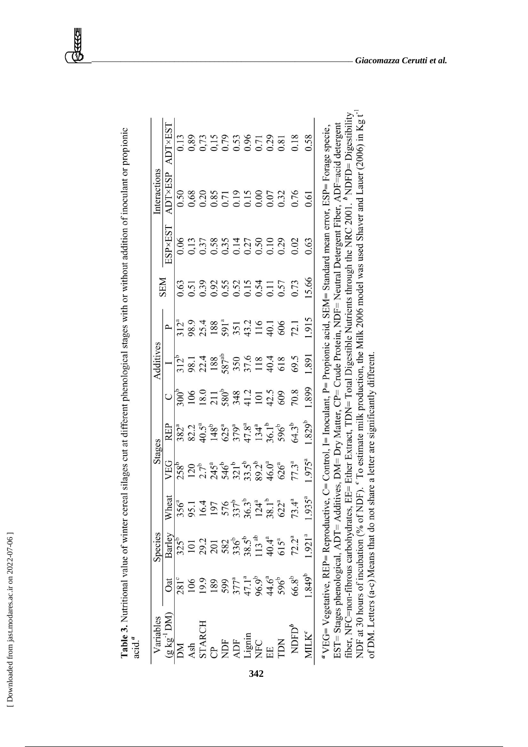**Table 3.** Nutritional value of winter cereal silages cut at different phenological stages with or without addition of inoculant or propionic acid.[a]

| Variables | Species | | | Stages | | Additives | | | SEM | Interactions | | |
|---|---|---|---|---|---|---|---|---|---|---|---|---|
| (g kg$^{-1}$ DM) | Oat | Barley | Wheat | VEG | REP | C | I | P | | ESP×EST | ADT×ESP | ADT×EST |
| DM | 281$^{c}$ | 325$^{b}$ | 356$^{a}$ | 258$^{b}$ | 382$^{a}$ | 300$^{b}$ | 312$^{b}$ | 312$^{a}$ | 0.63 | 0.06 | 0.50 | 0.13 |
| Ash | 106 | 101 | 95.1 | 120 | 82.2 | 106 | 98.1 | 98.9 | 0.51 | 0.13 | 0.68 | 0.89 |
| STARCH | 19.9 | 29.2 | 16.4 | 2.7$^{b}$ | 40.5$^{a}$ | 18.0 | 22.4 | 25.4 | 0.39 | 0.37 | 0.20 | 0,73 |
| CP | 189 | 201 | 197 | 245$^{a}$ | 148$^{b}$ | 211 | 188 | 188 | 0.92 | 0.58 | 0.85 | 0.15 |
| NDF | 599 | 582 | 576 | 546$^{b}$ | 625$^{a}$ | 580$^{b}$ | 587$^{ab}$ | 591$^{a}$ | 0.55 | 0.35 | 0.71 | 0.79 |
| ADF | 377$^{a}$ | 336$^{b}$ | 337$^{b}$ | 321$^{b}$ | 379$^{a}$ | 348 | 350 | 351 | 0.52 | 0.14 | 0.19 | 0.53 |
| Lignin | 47.1$^{a}$ | 38.5$^{b}$ | 36.3$^{b}$ | 33.5$^{b}$ | 47.8$^{a}$ | 41.2 | 37.6 | 43.2 | 0.15 | 0.27 | 0.15 | 0.96 |
| NFC | 96.9$^{b}$ | 113$^{ab}$ | 124$^{a}$ | 89.2$^{b}$ | 134$^{a}$ | 101 | 118 | 116 | 0.54 | 0.50 | 0.00 | 0.71 |
| EE | 44.6$^{a}$ | 40.4$^{a}$ | 38.1$^{b}$ | 46.0$^{a}$ | 36.1$^{b}$ | 42.5 | 40.4 | 40.1 | 0.11 | 0.10 | 0.07 | 0.29 |
| TDN | 596$^{b}$ | 615$^{a}$ | 622$^{a}$ | 626$^{a}$ | 596$^{b}$ | 609 | 618 | 606 | 0.57 | 0.29 | 0.32 | 0.81 |
| NDFD$^{b}$ | 66.8$^{b}$ | 72.2$^{a}$ | 73.4$^{a}$ | 77.3$^{a}$ | 64.3$^{b}$ | 70.8 | 69.5 | 72.1 | 0.73 | 0.02 | 0.76 | 0.18 |
| MILK$^{c}$ | 1.849$^{b}$ | 1.921$^{a}$ | 1.935$^{a}$ | 1.975$^{a}$ | 1.829$^{b}$ | 1.899 | 1.891 | 1.915 | 15.66 | 0.63 | 0.61 | 0.58 |

[a] VEG= Vegetative, REP= Reproductive, C= Control, I= Inoculant, P= Propionic acid, SEM= Standard mean error, ESP= Forage specie, EST= Stages phenological, ADT= Additives, DM= Dry Matter, CP= Crude Protein, NDF= Neutral Detergent Fiber, ADF= acid detergent fiber, NFC= non-fibrous carbohydrates, EE= Ether Extract, TDN= Total Digestible Nutrients through the NRC 2001. [b] NDFD= Digestibility NDF at 30 hours of incubation (% of NDF). [c] To estimate milk production, the Milk 2006 model was used Shaver and Lauer (2006) in Kg t$^{-1}$ of DM. Letters (a-c) Means that do not share a letter are significantly different.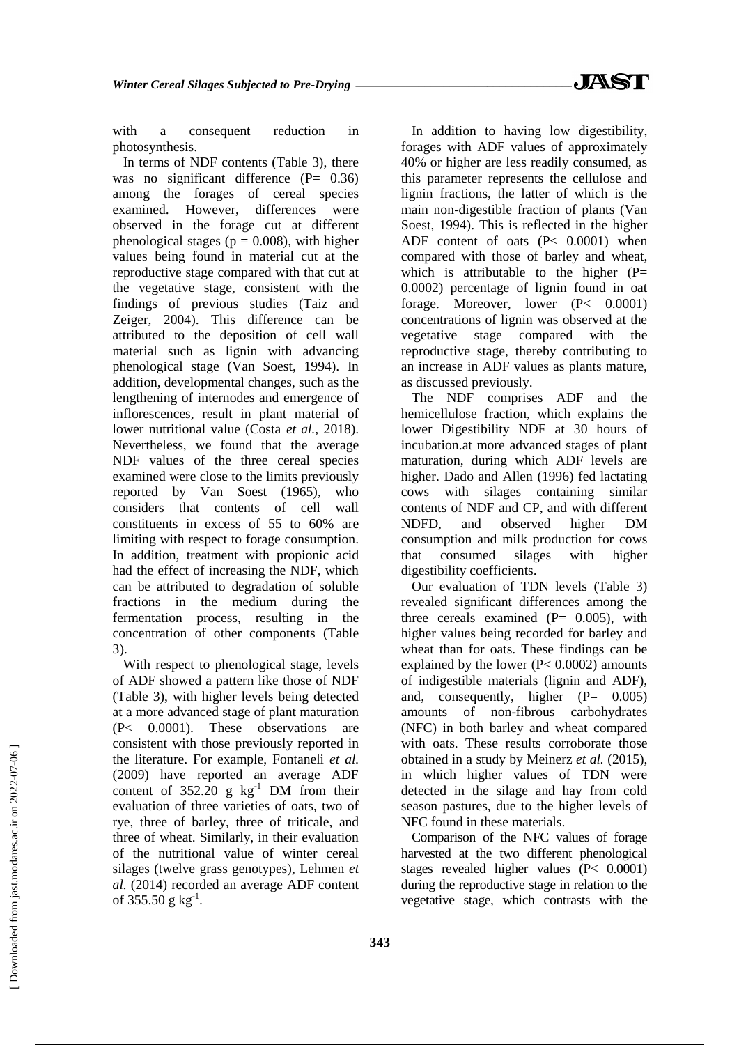with a consequent reduction in photosynthesis.

In terms of NDF contents (Table 3), there was no significant difference (P= 0.36) among the forages of cereal species examined. However, differences were observed in the forage cut at different phenological stages (p = 0.008), with higher values being found in material cut at the reproductive stage compared with that cut at the vegetative stage, consistent with the findings of previous studies (Taiz and Zeiger, 2004). This difference can be attributed to the deposition of cell wall material such as lignin with advancing phenological stage (Van Soest, 1994). In addition, developmental changes, such as the lengthening of internodes and emergence of inflorescences, result in plant material of lower nutritional value (Costa *et al.,* 2018). Nevertheless, we found that the average NDF values of the three cereal species examined were close to the limits previously reported by Van Soest (1965), who considers that contents of cell wall constituents in excess of 55 to 60% are limiting with respect to forage consumption. In addition, treatment with propionic acid had the effect of increasing the NDF, which can be attributed to degradation of soluble fractions in the medium during the fermentation process, resulting in the concentration of other components (Table 3).

With respect to phenological stage, levels of ADF showed a pattern like those of NDF (Table 3), with higher levels being detected at a more advanced stage of plant maturation (P< 0.0001). These observations are consistent with those previously reported in the literature. For example, Fontaneli *et al.* (2009) have reported an average ADF content of 352.20 g $kg^{-1}$ DM from their evaluation of three varieties of oats, two of rye, three of barley, three of triticale, and three of wheat. Similarly, in their evaluation of the nutritional value of winter cereal silages (twelve grass genotypes), Lehmen *et al.* (2014) recorded an average ADF content of 355.50 g $kg^{-1}$.

In addition to having low digestibility, forages with ADF values of approximately 40% or higher are less readily consumed, as this parameter represents the cellulose and lignin fractions, the latter of which is the main non-digestible fraction of plants (Van Soest, 1994). This is reflected in the higher ADF content of oats (P< 0.0001) when compared with those of barley and wheat, which is attributable to the higher (P= 0.0002) percentage of lignin found in oat forage. Moreover, lower (P< 0.0001) concentrations of lignin was observed at the vegetative stage compared with the reproductive stage, thereby contributing to an increase in ADF values as plants mature, as discussed previously.

The NDF comprises ADF and the hemicellulose fraction, which explains the lower Digestibility NDF at 30 hours of incubation.at more advanced stages of plant maturation, during which ADF levels are higher. Dado and Allen (1996) fed lactating cows with silages containing similar contents of NDF and CP, and with different NDFD, and observed higher DM consumption and milk production for cows that consumed silages with higher digestibility coefficients.

Our evaluation of TDN levels (Table 3) revealed significant differences among the three cereals examined (P= 0.005), with higher values being recorded for barley and wheat than for oats. These findings can be explained by the lower (P< 0.0002) amounts of indigestible materials (lignin and ADF), and, consequently, higher (P= 0.005) amounts of non-fibrous carbohydrates (NFC) in both barley and wheat compared with oats. These results corroborate those obtained in a study by Meinerz *et al.* (2015), in which higher values of TDN were detected in the silage and hay from cold season pastures, due to the higher levels of NFC found in these materials.

Comparison of the NFC values of forage harvested at the two different phenological stages revealed higher values (P< 0.0001) during the reproductive stage in relation to the vegetative stage, which contrasts with the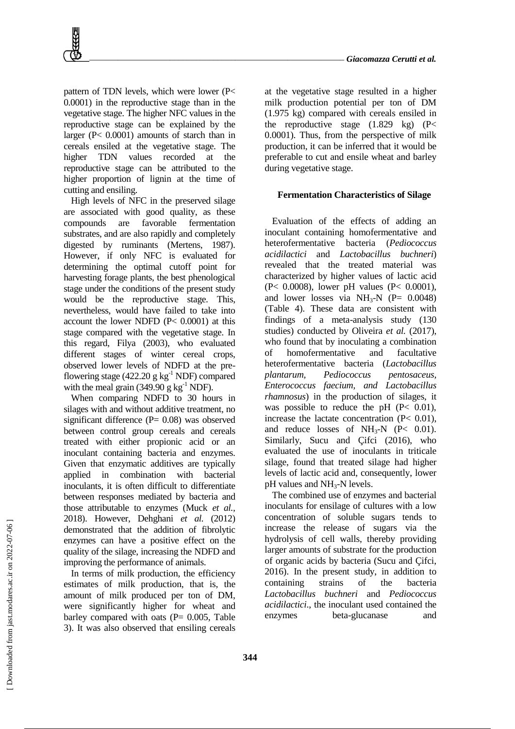pattern of TDN levels, which were lower ($P< 0.0001$) in the reproductive stage than in the vegetative stage. The higher NFC values in the reproductive stage can be explained by the larger ($P< 0.0001$) amounts of starch than in cereals ensiled at the vegetative stage. The higher TDN values recorded at the reproductive stage can be attributed to the higher proportion of lignin at the time of cutting and ensiling.

High levels of NFC in the preserved silage are associated with good quality, as these compounds are favorable fermentation substrates, and are also rapidly and completely digested by ruminants (Mertens, 1987). However, if only NFC is evaluated for determining the optimal cutoff point for harvesting forage plants, the best phenological stage under the conditions of the present study would be the reproductive stage. This, nevertheless, would have failed to take into account the lower NDFD ($P< 0.0001$) at this stage compared with the vegetative stage. In this regard, Filya (2003), who evaluated different stages of winter cereal crops, observed lower levels of NDFD at the pre-flowering stage (422.20 g $kg^{-1}$ NDF) compared with the meal grain (349.90 g $kg^{-1}$ NDF).

When comparing NDFD to 30 hours in silages with and without additive treatment, no significant difference ($P= 0.08$) was observed between control group cereals and cereals treated with either propionic acid or an inoculant containing bacteria and enzymes. Given that enzymatic additives are typically applied in combination with bacterial inoculants, it is often difficult to differentiate between responses mediated by bacteria and those attributable to enzymes (Muck *et al.*, 2018). However, Dehghani *et al.* (2012) demonstrated that the addition of fibrolytic enzymes can have a positive effect on the quality of the silage, increasing the NDFD and improving the performance of animals.

In terms of milk production, the efficiency estimates of milk production, that is, the amount of milk produced per ton of DM, were significantly higher for wheat and barley compared with oats ($P= 0.005$, Table 3). It was also observed that ensiling cereals at the vegetative stage resulted in a higher milk production potential per ton of DM (1.975 kg) compared with cereals ensiled in the reproductive stage (1.829 kg) ($P< 0.0001$). Thus, from the perspective of milk production, it can be inferred that it would be preferable to cut and ensile wheat and barley during vegetative stage.

**Fermentation Characteristics of Silage**

Evaluation of the effects of adding an inoculant containing homofermentative and heterofermentative bacteria (*Pediococcus acidilactici* and *Lactobacillus buchneri*) revealed that the treated material was characterized by higher values of lactic acid ($P< 0.0008$), lower pH values ($P< 0.0001$), and lower losses via $NH_3$-N ($P= 0.0048$) (Table 4). These data are consistent with findings of a meta-analysis study (130 studies) conducted by Oliveira *et al.* (2017), who found that by inoculating a combination of homofermentative and facultative heterofermentative bacteria (*Lactobacillus plantarum, Pediococcus pentosaceus, Enterococcus faecium, and Lactobacillus rhamnosus*) in the production of silages, it was possible to reduce the pH ($P< 0.01$), increase the lactate concentration ($P< 0.01$), and reduce losses of $NH_3$-N ($P< 0.01$). Similarly, Sucu and Çifci (2016), who evaluated the use of inoculants in triticale silage, found that treated silage had higher levels of lactic acid and, consequently, lower pH values and $NH_3$-N levels.

The combined use of enzymes and bacterial inoculants for ensilage of cultures with a low concentration of soluble sugars tends to increase the release of sugars via the hydrolysis of cell walls, thereby providing larger amounts of substrate for the production of organic acids by bacteria (Sucu and Çifci, 2016). In the present study, in addition to containing strains of the bacteria *Lactobacillus buchneri* and *Pediococcus acidilactici*., the inoculant used contained the enzymes beta-glucanase and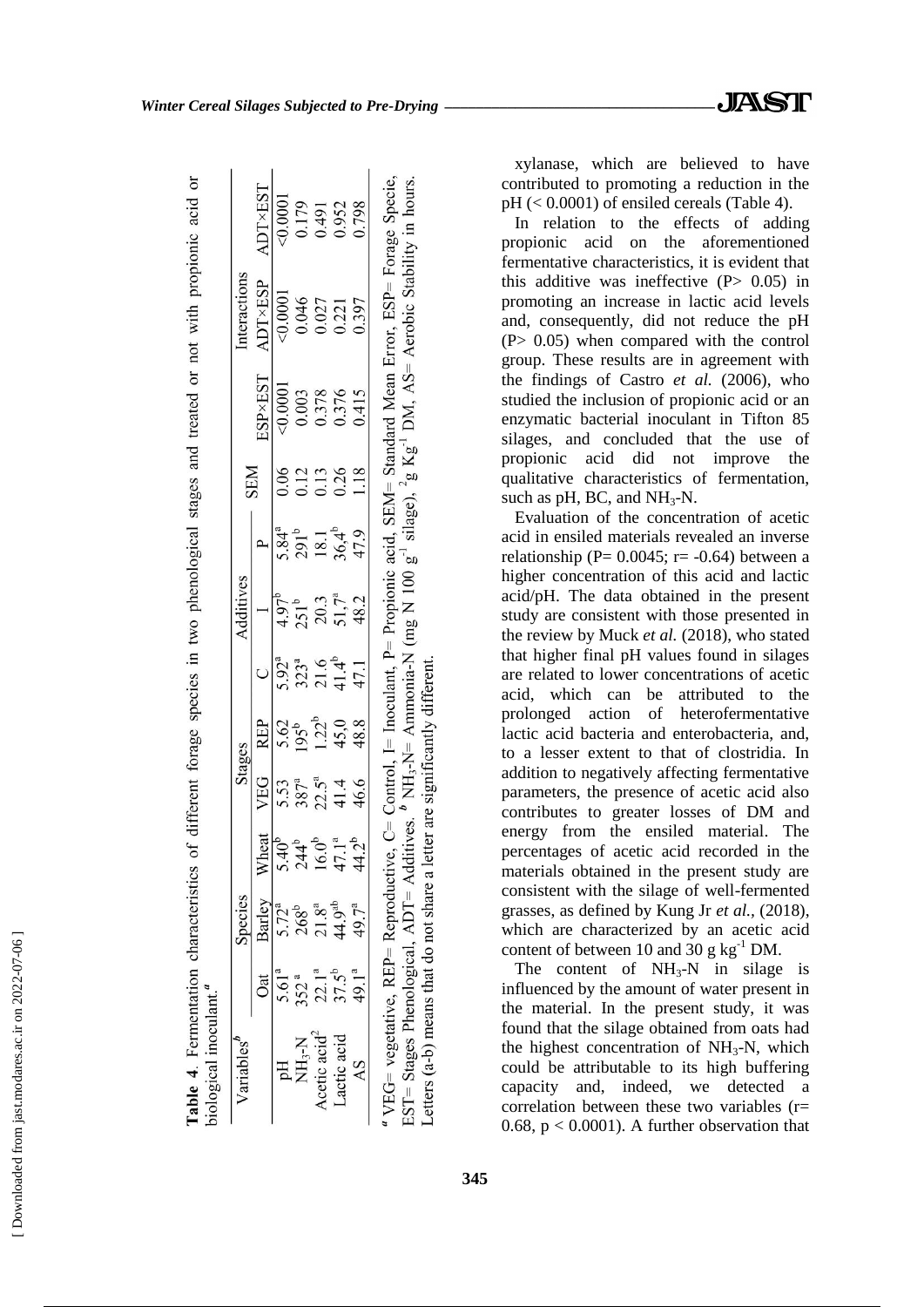**Table 4.** Fermentation characteristics of different forage species in two phenological stages and treated or not with propionic acid or biological inoculant.[a]

| Variables[b] | Species | | | Stages | | Additives | | | SEM | Interactions | | | |
|---|---|---|---|---|---|---|---|---|---|---|---|---|---|
| | Oat | Barley | Wheat | VEG | REP | C | I | P | | ESP×EST | ADT×ESP | ADT×EST | |
| pH | 5.61[a] | 5.72[a] | 5.40[b] | 5.53 | 5.62 | 5.92[a] | 4.97[b] | 5.84[a] | 0.06 | <0.0001 | <0.0001 | <0.0001 | |
| $NH_3$-N | 352[a] | 268[b] | 244[b] | 387[a] | 195[b] | 323[a] | 251[b] | 291[b] | 0.12 | 0.003 | 0.046 | 0.179 | |
| Acetic acid[2] | 22.1[a] | 21.8[a] | 16.0[b] | 22.5[a] | 1.22[b] | 21.6 | 20.3 | 18.1 | 0.13 | 0.378 | 0.027 | 0.491 | |
| Lactic acid | 37.5[b] | 44.9[ab] | 47.1[a] | 41.4 | 45,0 | 41.4[b] | 51,7[a] | 36,4[b] | 0.26 | 0.376 | 0.221 | 0.952 | |
| AS | 49.1[a] | 49.7[a] | 44.2[b] | 46.6 | 48.8 | 47.1 | 48.2 | 47.9 | 1.18 | 0.415 | 0.397 | 0.798 | |

[a] VEG= vegetative, REP= Reproductive, C= Control, I= Inoculant, P= Propionic acid, SEM= Standard Mean Error, ESP= Forage Specie, EST= Stages Phenological, ADT= Additives. [b] $NH_3$-N= Ammonia-N (mg N 100 $g^{-1}$ silage), [2] g $Kg^{-1}$ DM, AS= Aerobic Stability in hours. Letters (a-b) means that do not share a letter are significantly different.

xylanase, which are believed to have contributed to promoting a reduction in the pH (< 0.0001) of ensiled cereals (Table 4).

In relation to the effects of adding propionic acid on the aforementioned fermentative characteristics, it is evident that this additive was ineffective ($P > 0.05$) in promoting an increase in lactic acid levels and, consequently, did not reduce the pH ($P > 0.05$) when compared with the control group. These results are in agreement with the findings of Castro *et al.* (2006), who studied the inclusion of propionic acid or an enzymatic bacterial inoculant in Tifton 85 silages, and concluded that the use of propionic acid did not improve the qualitative characteristics of fermentation, such as pH, BC, and $NH_3$-N.

Evaluation of the concentration of acetic acid in ensiled materials revealed an inverse relationship ($P = 0.0045$; $r = -0.64$) between a higher concentration of this acid and lactic acid/pH. The data obtained in the present study are consistent with those presented in the review by Muck *et al.* (2018), who stated that higher final pH values found in silages are related to lower concentrations of acetic acid, which can be attributed to the prolonged action of heterofermentative lactic acid bacteria and enterobacteria, and, to a lesser extent to that of clostridia. In addition to negatively affecting fermentative parameters, the presence of acetic acid also contributes to greater losses of DM and energy from the ensiled material. The percentages of acetic acid recorded in the materials obtained in the present study are consistent with the silage of well-fermented grasses, as defined by Kung Jr *et al.*, (2018), which are characterized by an acetic acid content of between 10 and 30 g $kg^{-1}$ DM.

The content of $NH_3$-N in silage is influenced by the amount of water present in the material. In the present study, it was found that the silage obtained from oats had the highest concentration of $NH_3$-N, which could be attributable to its high buffering capacity and, indeed, we detected a correlation between these two variables ($r = 0.68$, $p < 0.0001$). A further observation that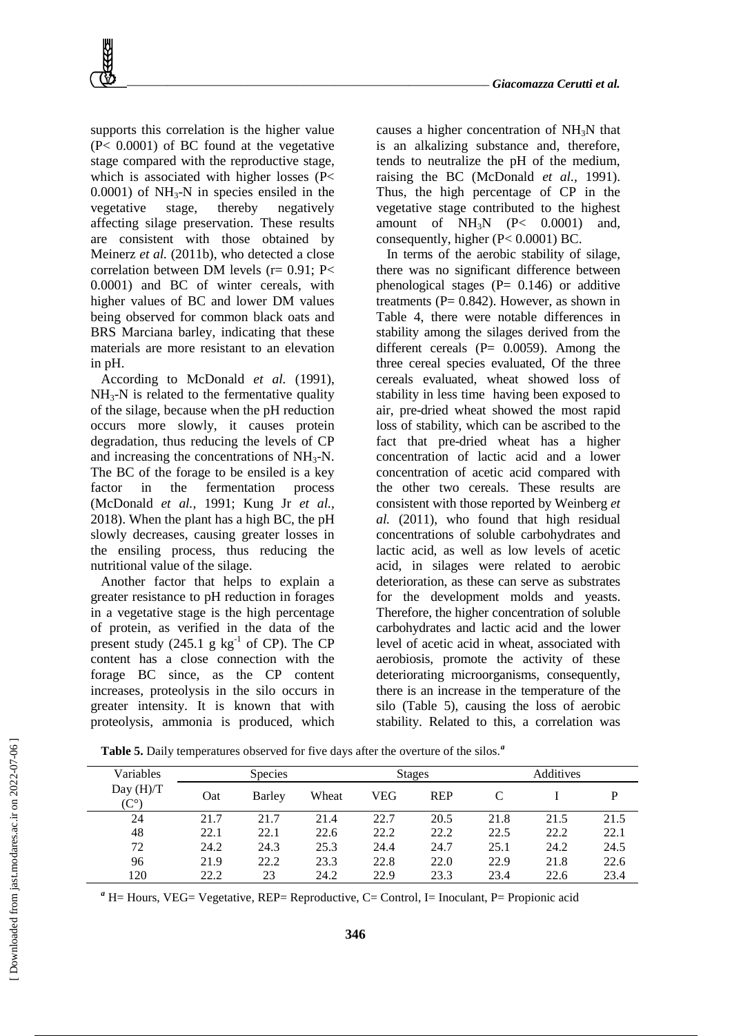supports this correlation is the higher value ($P< 0.0001$) of BC found at the vegetative stage compared with the reproductive stage, which is associated with higher losses ($P< 0.0001$) of $NH_3$-N in species ensiled in the vegetative stage, thereby negatively affecting silage preservation. These results are consistent with those obtained by Meinerz *et al.* (2011b), who detected a close correlation between DM levels ($r= 0.91$; $P< 0.0001$) and BC of winter cereals, with higher values of BC and lower DM values being observed for common black oats and BRS Marciana barley, indicating that these materials are more resistant to an elevation in pH.

According to McDonald *et al.* (1991), $NH_3$-N is related to the fermentative quality of the silage, because when the pH reduction occurs more slowly, it causes protein degradation, thus reducing the levels of CP and increasing the concentrations of $NH_3$-N. The BC of the forage to be ensiled is a key factor in the fermentation process (McDonald *et al.,* 1991; Kung Jr *et al.,* 2018). When the plant has a high BC, the pH slowly decreases, causing greater losses in the ensiling process, thus reducing the nutritional value of the silage.

Another factor that helps to explain a greater resistance to pH reduction in forages in a vegetative stage is the high percentage of protein, as verified in the data of the present study (245.1 g $kg^{-1}$ of CP). The CP content has a close connection with the forage BC since, as the CP content increases, proteolysis in the silo occurs in greater intensity. It is known that with proteolysis, ammonia is produced, which causes a higher concentration of $NH_3N$ that is an alkalizing substance and, therefore, tends to neutralize the pH of the medium, raising the BC (McDonald *et al.*, 1991). Thus, the high percentage of CP in the vegetative stage contributed to the highest amount of $NH_3N$ ($P< 0.0001$) and, consequently, higher ($P< 0.0001$) BC.

In terms of the aerobic stability of silage, there was no significant difference between phenological stages ($P= 0.146$) or additive treatments ($P= 0.842$). However, as shown in Table 4, there were notable differences in stability among the silages derived from the different cereals ($P= 0.0059$). Among the three cereal species evaluated, Of the three cereals evaluated, wheat showed loss of stability in less time having been exposed to air, pre-dried wheat showed the most rapid loss of stability, which can be ascribed to the fact that pre-dried wheat has a higher concentration of lactic acid and a lower concentration of acetic acid compared with the other two cereals. These results are consistent with those reported by Weinberg *et al.* (2011), who found that high residual concentrations of soluble carbohydrates and lactic acid, as well as low levels of acetic acid, in silages were related to aerobic deterioration, as these can serve as substrates for the development molds and yeasts. Therefore, the higher concentration of soluble carbohydrates and lactic acid and the lower level of acetic acid in wheat, associated with aerobiosis, promote the activity of these deteriorating microorganisms, consequently, there is an increase in the temperature of the silo (Table 5), causing the loss of aerobic stability. Related to this, a correlation was

**Table 5.** Daily temperatures observed for five days after the overture of the silos.[a]

| Variables | Species | | | Stages | | Additives | | |
|---|---|---|---|---|---|---|---|---|
| Day (H)/T (C°) | Oat | Barley | Wheat | VEG | REP | C | I | P |
| 24 | 21.7 | 21.7 | 21.4 | 22.7 | 20.5 | 21.8 | 21.5 | 21.5 |
| 48 | 22.1 | 22.1 | 22.6 | 22.2 | 22.2 | 22.5 | 22.2 | 22.1 |
| 72 | 24.2 | 24.3 | 25.3 | 24.4 | 24.7 | 25.1 | 24.2 | 24.5 |
| 96 | 21.9 | 22.2 | 23.3 | 22.8 | 22.0 | 22.9 | 21.8 | 22.6 |
| 120 | 22.2 | 23 | 24.2 | 22.9 | 23.3 | 23.4 | 22.6 | 23.4 |

[a] H= Hours, VEG= Vegetative, REP= Reproductive, C= Control, I= Inoculant, P= Propionic acid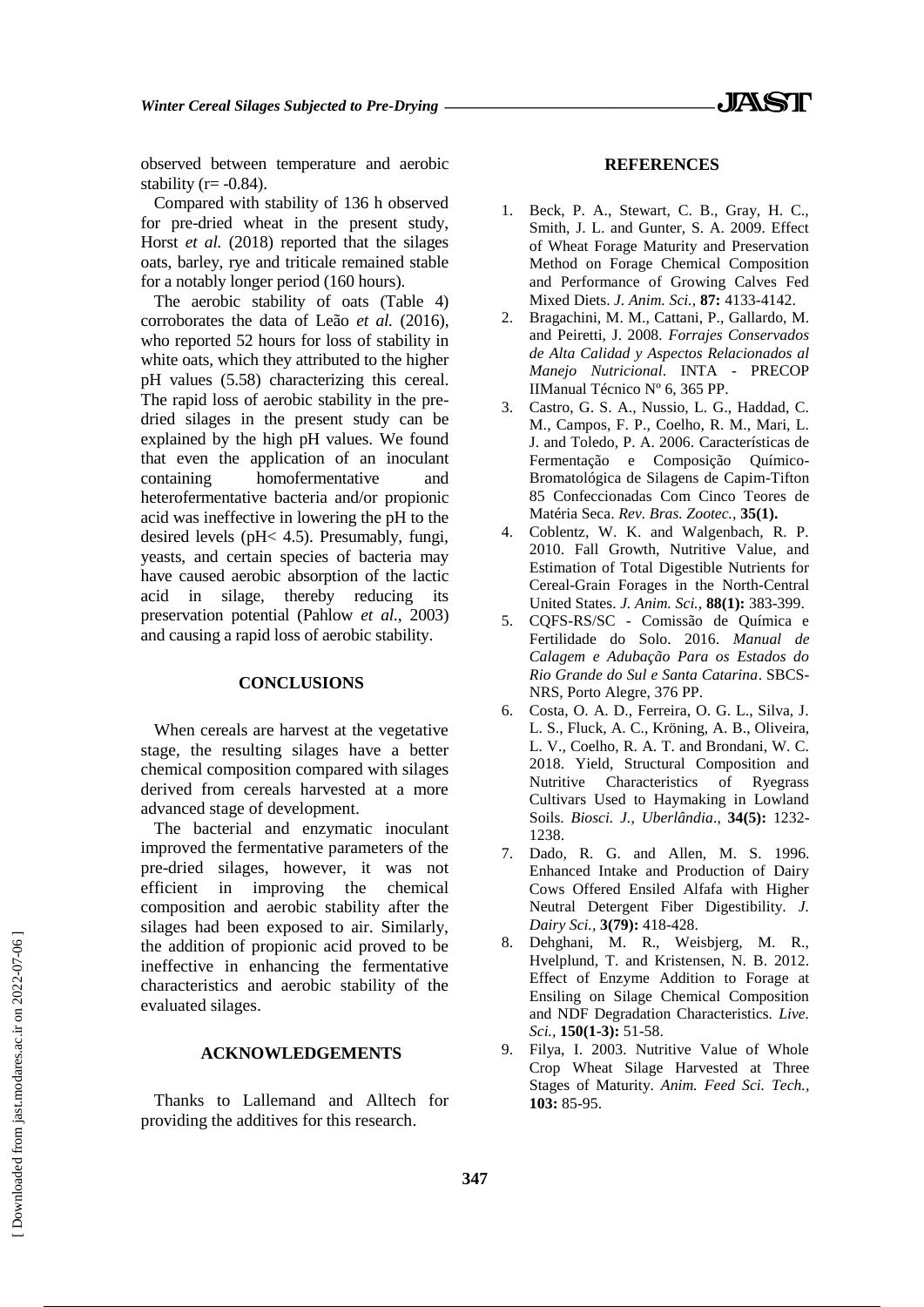observed between temperature and aerobic stability (r= -0.84).

Compared with stability of 136 h observed for pre-dried wheat in the present study, Horst *et al.* (2018) reported that the silages oats, barley, rye and triticale remained stable for a notably longer period (160 hours).

The aerobic stability of oats (Table 4) corroborates the data of Leão *et al.* (2016), who reported 52 hours for loss of stability in white oats, which they attributed to the higher pH values (5.58) characterizing this cereal. The rapid loss of aerobic stability in the pre-dried silages in the present study can be explained by the high pH values. We found that even the application of an inoculant containing homofermentative and heterofermentative bacteria and/or propionic acid was ineffective in lowering the pH to the desired levels (pH< 4.5). Presumably, fungi, yeasts, and certain species of bacteria may have caused aerobic absorption of the lactic acid in silage, thereby reducing its preservation potential (Pahlow *et al.*, 2003) and causing a rapid loss of aerobic stability.

## CONCLUSIONS

When cereals are harvest at the vegetative stage, the resulting silages have a better chemical composition compared with silages derived from cereals harvested at a more advanced stage of development.

The bacterial and enzymatic inoculant improved the fermentative parameters of the pre-dried silages, however, it was not efficient in improving the chemical composition and aerobic stability after the silages had been exposed to air. Similarly, the addition of propionic acid proved to be ineffective in enhancing the fermentative characteristics and aerobic stability of the evaluated silages.

## ACKNOWLEDGEMENTS

Thanks to Lallemand and Alltech for providing the additives for this research.

## REFERENCES

1. Beck, P. A., Stewart, C. B., Gray, H. C., Smith, J. L. and Gunter, S. A. 2009. Effect of Wheat Forage Maturity and Preservation Method on Forage Chemical Composition and Performance of Growing Calves Fed Mixed Diets. *J. Anim. Sci.,* **87:** 4133-4142.
2. Bragachini, M. M., Cattani, P., Gallardo, M. and Peiretti, J. 2008. *Forrajes Conservados de Alta Calidad y Aspectos Relacionados al Manejo Nutricional*. INTA - PRECOP IIManual Técnico Nº 6, 365 PP.
3. Castro, G. S. A., Nussio, L. G., Haddad, C. M., Campos, F. P., Coelho, R. M., Mari, L. J. and Toledo, P. A. 2006. Características de Fermentação e Composição Químico-Bromatológica de Silagens de Capim-Tifton 85 Confeccionadas Com Cinco Teores de Matéria Seca. *Rev. Bras. Zootec.,* **35(1).**
4. Coblentz, W. K. and Walgenbach, R. P. 2010. Fall Growth, Nutritive Value, and Estimation of Total Digestible Nutrients for Cereal-Grain Forages in the North-Central United States. *J. Anim. Sci.,* **88(1):** 383-399.
5. CQFS-RS/SC - Comissão de Química e Fertilidade do Solo. 2016. *Manual de Calagem e Adubação Para os Estados do Rio Grande do Sul e Santa Catarina*. SBCS-NRS, Porto Alegre, 376 PP.
6. Costa, O. A. D., Ferreira, O. G. L., Silva, J. L. S., Fluck, A. C., Kröning, A. B., Oliveira, L. V., Coelho, R. A. T. and Brondani, W. C. 2018. Yield, Structural Composition and Nutritive Characteristics of Ryegrass Cultivars Used to Haymaking in Lowland Soils. *Biosci. J., Uberlândia.,* **34(5):** 1232-1238.
7. Dado, R. G. and Allen, M. S. 1996. Enhanced Intake and Production of Dairy Cows Offered Ensiled Alfafa with Higher Neutral Detergent Fiber Digestibility. *J. Dairy Sci.,* **3(79):** 418-428.
8. Dehghani, M. R., Weisbjerg, M. R., Hvelplund, T. and Kristensen, N. B. 2012. Effect of Enzyme Addition to Forage at Ensiling on Silage Chemical Composition and NDF Degradation Characteristics. *Live. Sci.,* **150(1-3):** 51-58.
9. Filya, I. 2003. Nutritive Value of Whole Crop Wheat Silage Harvested at Three Stages of Maturity. *Anim. Feed Sci. Tech.,* **103:** 85-95.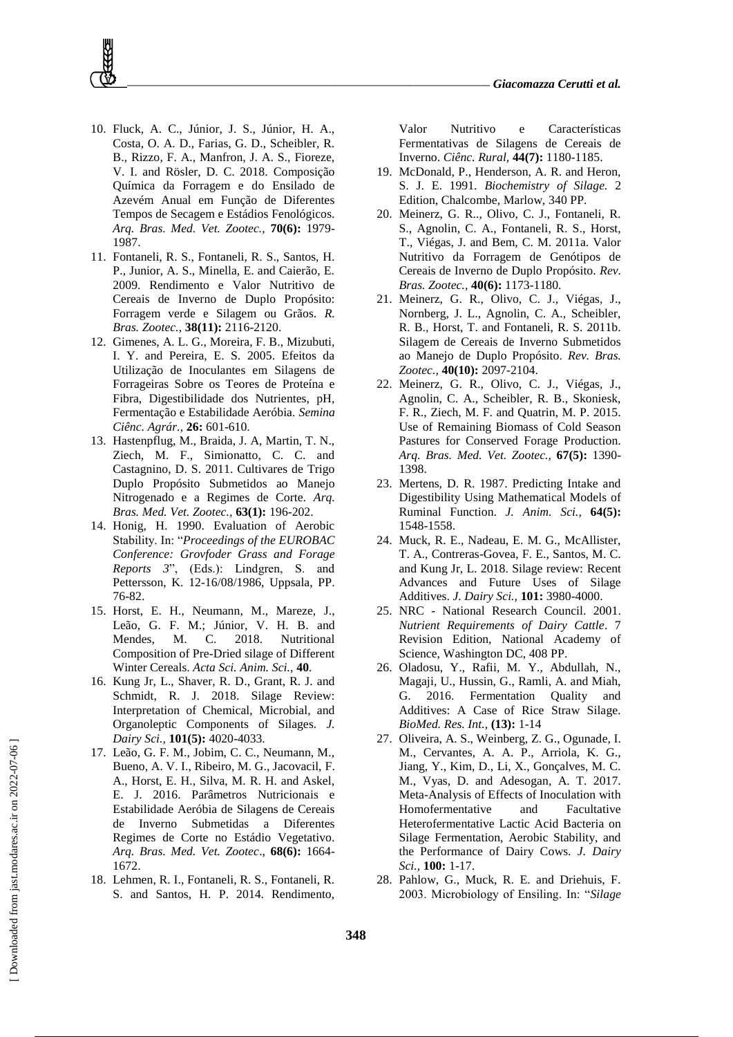10. Fluck, A. C., Júnior, J. S., Júnior, H. A., Costa, O. A. D., Farias, G. D., Scheibler, R. B., Rizzo, F. A., Manfron, J. A. S., Fioreze, V. I. and Rösler, D. C. 2018. Composição Química da Forragem e do Ensilado de Azevém Anual em Função de Diferentes Tempos de Secagem e Estádios Fenológicos. *Arq. Bras. Med. Vet. Zootec.,* **70(6):** 1979-1987.
11. Fontaneli, R. S., Fontaneli, R. S., Santos, H. P., Junior, A. S., Minella, E. and Caierão, E. 2009. Rendimento e Valor Nutritivo de Cereais de Inverno de Duplo Propósito: Forragem verde e Silagem ou Grãos. *R. Bras. Zootec.,* **38(11):** 2116-2120.
12. Gimenes, A. L. G., Moreira, F. B., Mizubuti, I. Y. and Pereira, E. S. 2005. Efeitos da Utilização de Inoculantes em Silagens de Forrageiras Sobre os Teores de Proteína e Fibra, Digestibilidade dos Nutrientes, pH, Fermentação e Estabilidade Aeróbia. *Semina Ciênc. Agrár.,* **26:** 601-610.
13. Hastenpflug, M., Braida, J. A, Martin, T. N., Ziech, M. F., Simionatto, C. C. and Castagnino, D. S. 2011. Cultivares de Trigo Duplo Propósito Submetidos ao Manejo Nitrogenado e a Regimes de Corte. *Arq. Bras. Med. Vet. Zootec.,* **63(1):** 196-202.
14. Honig, H. 1990. Evaluation of Aerobic Stability. In: "*Proceedings of the EUROBAC Conference: Grovfoder Grass and Forage Reports 3*", (Eds.): Lindgren, S. and Pettersson, K. 12-16/08/1986, Uppsala, PP. 76-82.
15. Horst, E. H., Neumann, M., Mareze, J., Leão, G. F. M.; Júnior, V. H. B. and Mendes, M. C. 2018. Nutritional Composition of Pre-Dried silage of Different Winter Cereals. *Acta Sci. Anim. Sci.,* **40**.
16. Kung Jr, L., Shaver, R. D., Grant, R. J. and Schmidt, R. J. 2018. Silage Review: Interpretation of Chemical, Microbial, and Organoleptic Components of Silages. *J. Dairy Sci.,* **101(5):** 4020-4033.
17. Leão, G. F. M., Jobim, C. C., Neumann, M., Bueno, A. V. I., Ribeiro, M. G., Jacovacil, F. A., Horst, E. H., Silva, M. R. H. and Askel, E. J. 2016. Parâmetros Nutricionais e Estabilidade Aeróbia de Silagens de Cereais de Inverno Submetidas a Diferentes Regimes de Corte no Estádio Vegetativo. *Arq. Bras. Med. Vet. Zootec*., **68(6):** 1664-1672.
18. Lehmen, R. I., Fontaneli, R. S., Fontaneli, R. S. and Santos, H. P. 2014. Rendimento, Valor Nutritivo e Características Fermentativas de Silagens de Cereais de Inverno. *Ciênc. Rural,* **44(7):** 1180-1185.
19. McDonald, P., Henderson, A. R. and Heron, S. J. E. 1991. *Biochemistry of Silage.* 2 Edition, Chalcombe, Marlow, 340 PP.
20. Meinerz, G. R.., Olivo, C. J., Fontaneli, R. S., Agnolin, C. A., Fontaneli, R. S., Horst, T., Viégas, J. and Bem, C. M. 2011a. Valor Nutritivo da Forragem de Genótipos de Cereais de Inverno de Duplo Propósito. *Rev. Bras. Zootec.,* **40(6):** 1173-1180.
21. Meinerz, G. R., Olivo, C. J., Viégas, J., Nornberg, J. L., Agnolin, C. A., Scheibler, R. B., Horst, T. and Fontaneli, R. S. 2011b. Silagem de Cereais de Inverno Submetidos ao Manejo de Duplo Propósito. *Rev. Bras. Zootec.,* **40(10):** 2097-2104.
22. Meinerz, G. R., Olivo, C. J., Viégas, J., Agnolin, C. A., Scheibler, R. B., Skoniesk, F. R., Ziech, M. F. and Quatrin, M. P. 2015. Use of Remaining Biomass of Cold Season Pastures for Conserved Forage Production. *Arq. Bras. Med. Vet. Zootec.,* **67(5):** 1390-1398.
23. Mertens, D. R. 1987. Predicting Intake and Digestibility Using Mathematical Models of Ruminal Function. *J. Anim. Sci.,* **64(5):** 1548-1558.
24. Muck, R. E., Nadeau, E. M. G., McAllister, T. A., Contreras-Govea, F. E., Santos, M. C. and Kung Jr, L. 2018. Silage review: Recent Advances and Future Uses of Silage Additives. *J. Dairy Sci.,* **101:** 3980-4000.
25. NRC - National Research Council. 2001. *Nutrient Requirements of Dairy Cattle*. 7 Revision Edition, National Academy of Science, Washington DC, 408 PP.
26. Oladosu, Y., Rafii, M. Y., Abdullah, N., Magaji, U., Hussin, G., Ramli, A. and Miah, G. 2016. Fermentation Quality and Additives: A Case of Rice Straw Silage. *BioMed. Res. Int.,* **(13):** 1-14
27. Oliveira, A. S., Weinberg, Z. G., Ogunade, I. M., Cervantes, A. A. P., Arriola, K. G., Jiang, Y., Kim, D., Li, X., Gonçalves, M. C. M., Vyas, D. and Adesogan, A. T. 2017. Meta-Analysis of Effects of Inoculation with Homofermentative and Facultative Heterofermentative Lactic Acid Bacteria on Silage Fermentation, Aerobic Stability, and the Performance of Dairy Cows. *J. Dairy Sci.,* **100:** 1-17.
28. Pahlow, G., Muck, R. E. and Driehuis, F. 2003. Microbiology of Ensiling. In: "*Silage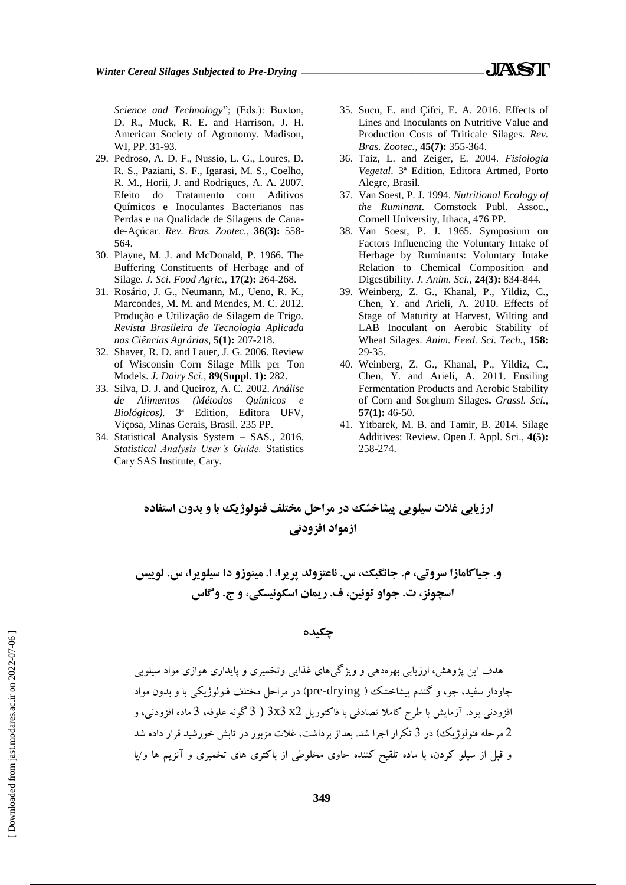*Science and Technology*"; (Eds.): Buxton, D. R., Muck, R. E. and Harrison, J. H. American Society of Agronomy. Madison, WI, PP. 31-93.

29. Pedroso, A. D. F., Nussio, L. G., Loures, D. R. S., Paziani, S. F., Igarasi, M. S., Coelho, R. M., Horii, J. and Rodrigues, A. A. 2007. Efeito do Tratamento com Aditivos Químicos e Inoculantes Bacterianos nas Perdas e na Qualidade de Silagens de Cana-de-Açúcar. *Rev. Bras. Zootec.,* **36(3):** 558-564.
30. Playne, M. J. and McDonald, P. 1966. The Buffering Constituents of Herbage and of Silage. *J. Sci. Food Agric.,* **17(2):** 264-268.
31. Rosário, J. G., Neumann, M., Ueno, R. K., Marcondes, M. M. and Mendes, M. C. 2012. Produção e Utilização de Silagem de Trigo. *Revista Brasileira de Tecnologia Aplicada nas Ciências Agrárias*, **5(1):** 207-218.
32. Shaver, R. D. and Lauer, J. G. 2006. Review of Wisconsin Corn Silage Milk per Ton Models. *J. Dairy Sci.,* **89(Suppl. 1):** 282.
33. Silva, D. J. and Queiroz, A. C. 2002. *Análise de Alimentos (Métodos Químicos e Biológicos).* 3ª Edition, Editora UFV, Viçosa, Minas Gerais, Brasil. 235 PP.
34. Statistical Analysis System – SAS., 2016. *Statistical Analysis User's Guide.* Statistics Cary SAS Institute, Cary.
35. Sucu, E. and Çifci, E. A. 2016. Effects of Lines and Inoculants on Nutritive Value and Production Costs of Triticale Silages. *Rev. Bras. Zootec.,* **45(7):** 355-364.
36. Taiz, L. and Zeiger, E. 2004. *Fisiologia Vegetal*. 3ª Edition, Editora Artmed, Porto Alegre, Brasil.
37. Van Soest, P. J. 1994. *Nutritional Ecology of the Ruminant.* Comstock Publ. Assoc., Cornell University, Ithaca, 476 PP.
38. Van Soest, P. J. 1965. Symposium on Factors Influencing the Voluntary Intake of Herbage by Ruminants: Voluntary Intake Relation to Chemical Composition and Digestibility. *J. Anim. Sci.,* **24(3):** 834-844.
39. Weinberg, Z. G., Khanal, P., Yildiz, C., Chen, Y. and Arieli, A. 2010. Effects of Stage of Maturity at Harvest, Wilting and LAB Inoculant on Aerobic Stability of Wheat Silages. *Anim. Feed. Sci. Tech.,* **158:** 29-35.
40. Weinberg, Z. G., Khanal, P., Yildiz, C., Chen, Y. and Arieli, A. 2011. Ensiling Fermentation Products and Aerobic Stability of Corn and Sorghum Silages**.** *Grassl. Sci.,* **57(1):** 46-50.
41. Yitbarek, M. B. and Tamir, B. 2014. Silage Additives: Review. Open J. Appl. Sci., **4(5):** 258-274.

## ارزیابی غلات سیلویی پیشاخشک در مراحل مختلف فنولوژیک با و بدون استفاده ازمواد افزودنی

**و. جیاکامازا سروتی، م. جانگبک، س. ناعتزولد پریرا، ا. مینوزو دا سیلویرا، س. لوییس اسچونز، ت. جواو تونین، ف. ریمان اسکونیسکی، و ج. وگاس**

### چکیده

هدف این پژوهش، ارزیابی بهره‌دهی و ویژگی‌های غذایی وتخمیری و پایداری هوازی مواد سیلویی چاودار سفید، جو، و گندم پیشاخشک ( pre-drying) در مراحل مختلف فنولوژیکی با و بدون مواد افزودنی بود. آزمایش با طرح کاملا تصادفی با فاکتوریل 3x3 x2 ( 3 گونه علوفه، 3 ماده افزودنی، و 2 مرحله فنولوژیک) در 3 تکرار اجرا شد. بعداز برداشت، غلات مزبور در تابش خورشید قرار داده شد و قبل از سیلو کردن، با ماده تلقیح کننده حاوی مخلوطی از باکتری های تخمیری و آنزیم ها و/یا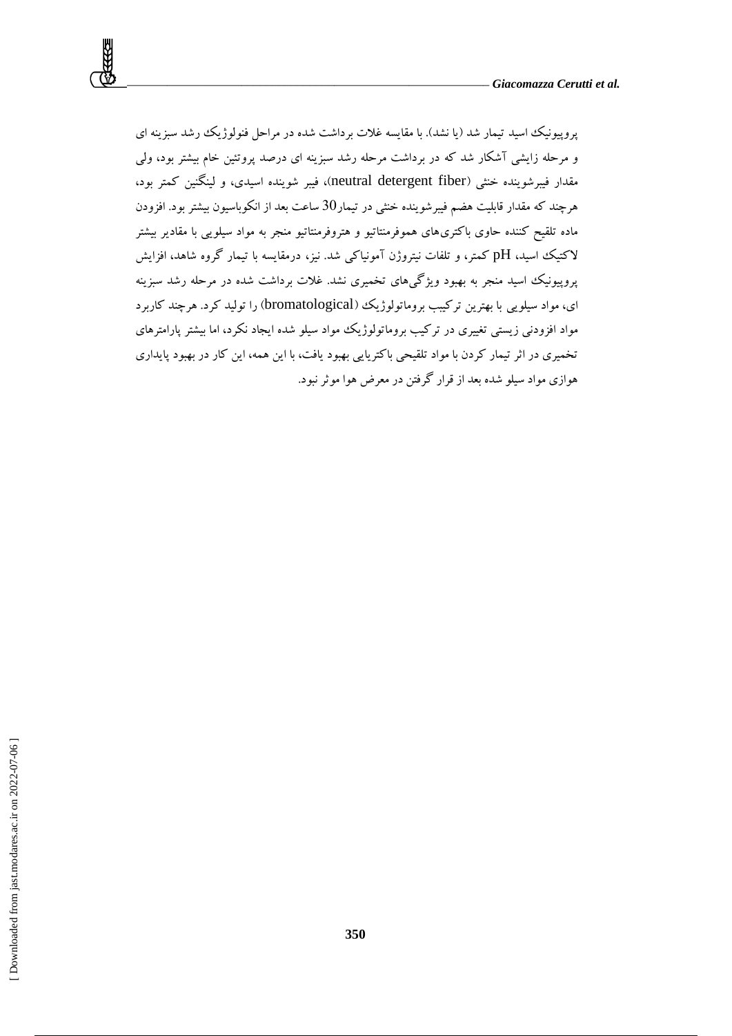پروپیونیک اسید تیمار شد (یا نشد). با مقایسه غلات برداشت شده در مراحل فنولوژیک رشد سبزینه ای و مرحله زایشی آشکار شد که در برداشت مرحله رشد سبزینه ای درصد پروتئین خام بیشتر بود، ولی مقدار فیبرشوینده خنثی (neutral detergent fiber)، فیبر شوینده اسیدی، و لینگنین کمتر بود، هرچند که مقدار قابلیت هضم فیبرشوینده خنثی در تیمار30 ساعت بعد از انکوباسیون بیشتر بود. افزودن ماده تلقیح کننده حاوی باکتری‌های هموفرمنتاتیو و هتروفرمنتاتیو منجر به مواد سیلویی با مقادیر بیشتر لاکتیک اسید، pH کمتر، و تلفات نیتروژن آمونیاکی شد. نیز، درمقایسه با تیمار گروه شاهد، افزایش پروپیونیک اسید منجر به بهبود ویژگی‌های تخمیری نشد. غلات برداشت شده در مرحله رشد سبزینه ای، مواد سیلویی با بهترین ترکیب بروماتولوژیک (bromatological) را تولید کرد. هرچند کاربرد مواد افزودنی زیستی تغییری در ترکیب بروماتولوژیک مواد سیلو شده ایجاد نکرد، اما بیشتر پارامترهای تخمیری در اثر تیمار کردن با مواد تلقیحی باکتریایی بهبود یافت، با این همه، این کار در بهبود پایداری هوازی مواد سیلو شده بعد از قرار گرفتن در معرض هوا موثر نبود.